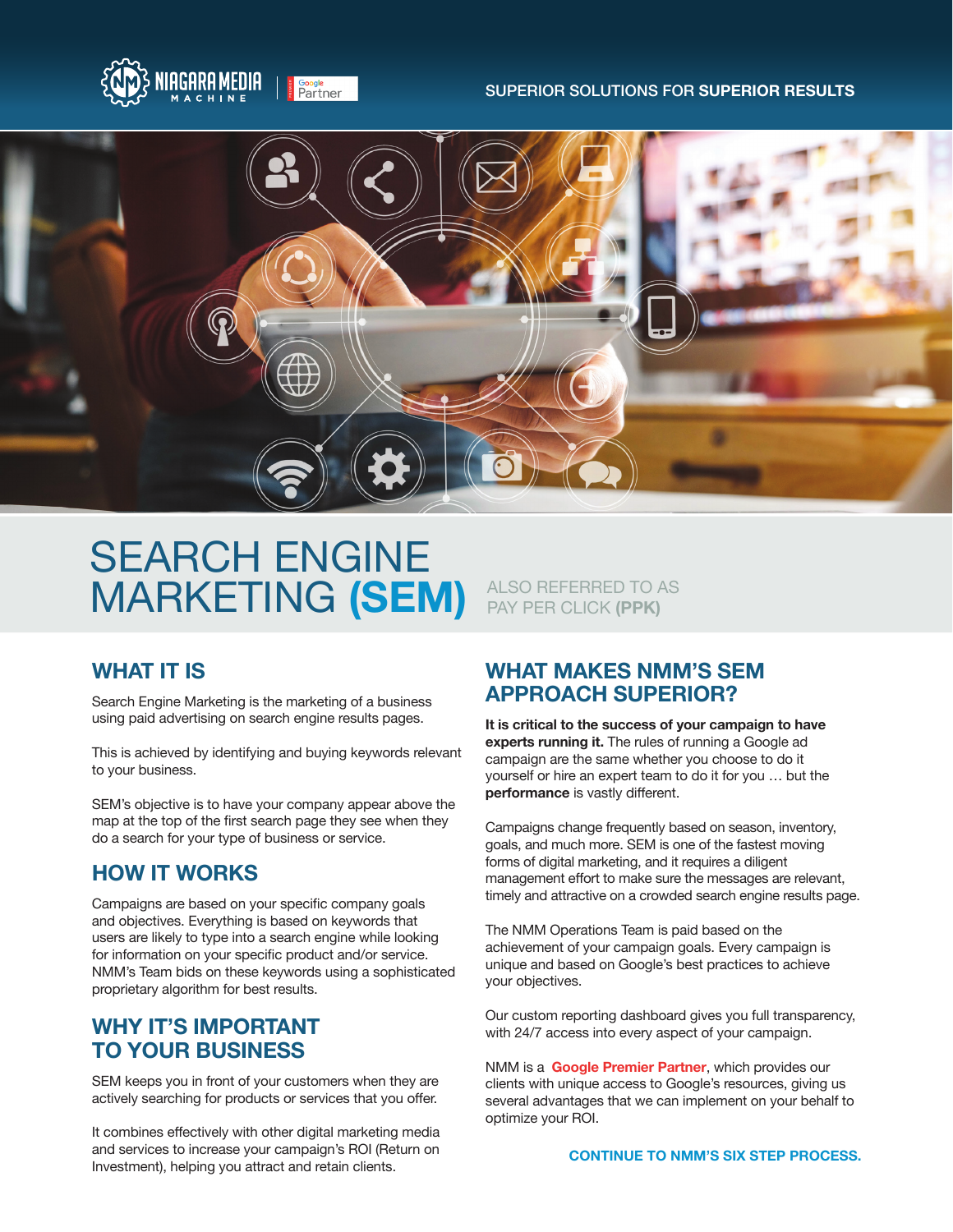NIAGARA MEDIA MACHINE | Google Partner

SUPERIOR SOLUTIONS FOR **SUPERIOR RESULTS**

# SEARCH ENGINE MARKETING **(SEM)**

ALSO REFERRED TO AS PAY PER CLICK **(PPK)**

## WHAT IT IS

Search Engine Marketing is the marketing of a business using paid advertising on search engine results pages.

This is achieved by identifying and buying keywords relevant to your business.

SEM's objective is to have your company appear above the map at the top of the first search page they see when they do a search for your type of business or service.

## HOW IT WORKS

Campaigns are based on your specific company goals and objectives. Everything is based on keywords that users are likely to type into a search engine while looking for information on your specific product and/or service. NMM's Team bids on these keywords using a sophisticated proprietary algorithm for best results.

## WHY IT'S IMPORTANT TO YOUR BUSINESS

SEM keeps you in front of your customers when they are actively searching for products or services that you offer.

It combines effectively with other digital marketing media and services to increase your campaign's ROI (Return on Investment), helping you attract and retain clients.

## WHAT MAKES NMM'S SEM APPROACH SUPERIOR?

**It is critical to the success of your campaign to have experts running it.** The rules of running a Google ad campaign are the same whether you choose to do it yourself or hire an expert team to do it for you … but the **performance** is vastly different.

Campaigns change frequently based on season, inventory, goals, and much more. SEM is one of the fastest moving forms of digital marketing, and it requires a diligent management effort to make sure the messages are relevant, timely and attractive on a crowded search engine results page.

The NMM Operations Team is paid based on the achievement of your campaign goals. Every campaign is unique and based on Google's best practices to achieve your objectives.

Our custom reporting dashboard gives you full transparency, with 24/7 access into every aspect of your campaign.

NMM is a **Google Premier Partner**, which provides our clients with unique access to Google's resources, giving us several advantages that we can implement on your behalf to optimize your ROI.

**CONTINUE TO NMM'S SIX STEP PROCESS.**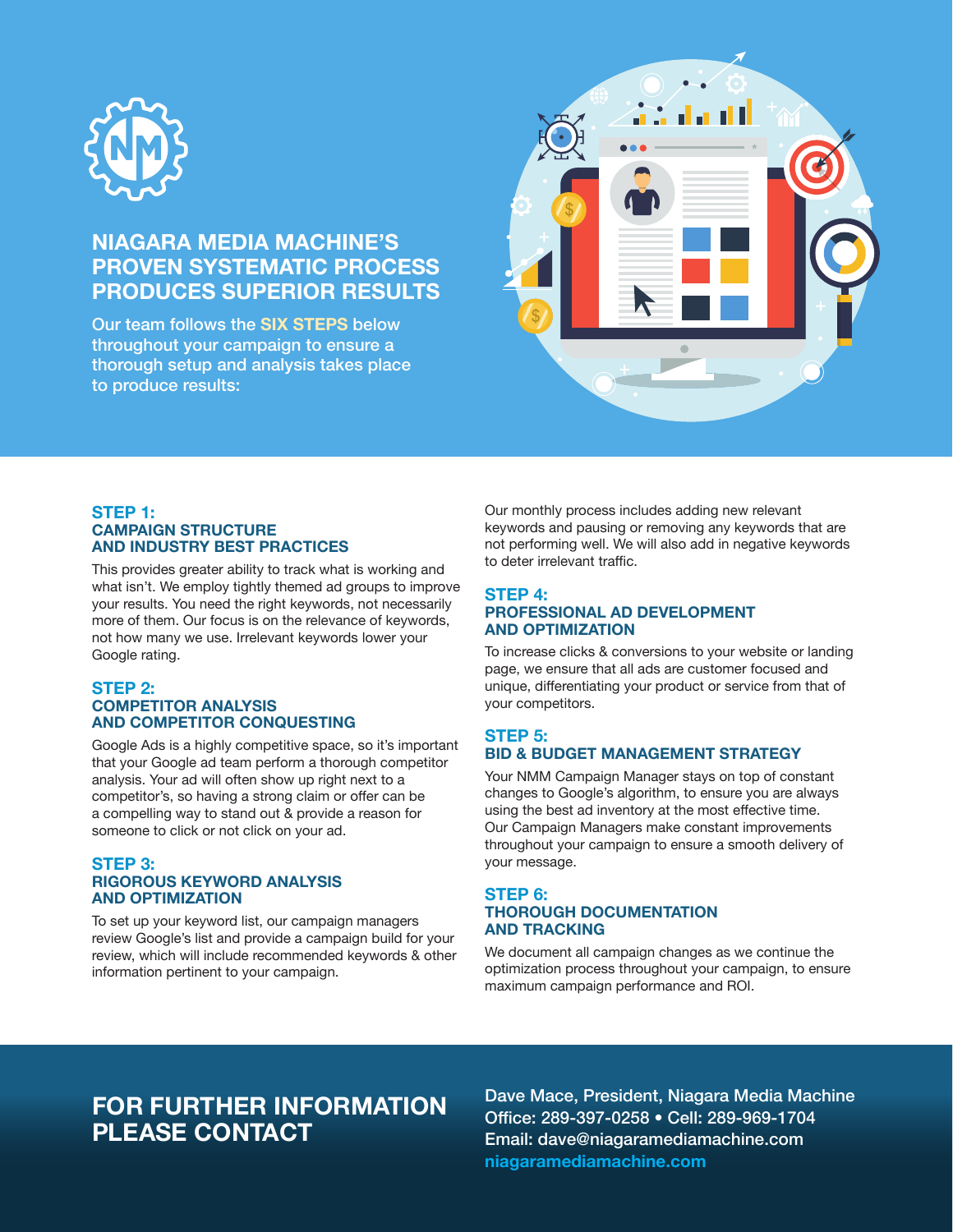## NIAGARA MEDIA MACHINE'S PROVEN SYSTEMATIC PROCESS PRODUCES SUPERIOR RESULTS

Our team follows the **SIX STEPS** below throughout your campaign to ensure a thorough setup and analysis takes place to produce results:

### STEP 1: CAMPAIGN STRUCTURE AND INDUSTRY BEST PRACTICES

This provides greater ability to track what is working and what isn't. We employ tightly themed ad groups to improve your results. You need the right keywords, not necessarily more of them. Our focus is on the relevance of keywords, not how many we use. Irrelevant keywords lower your Google rating.

### STEP 2: COMPETITOR ANALYSIS AND COMPETITOR CONQUESTING

Google Ads is a highly competitive space, so it's important that your Google ad team perform a thorough competitor analysis. Your ad will often show up right next to a competitor's, so having a strong claim or offer can be a compelling way to stand out & provide a reason for someone to click or not click on your ad.

### STEP 3: RIGOROUS KEYWORD ANALYSIS AND OPTIMIZATION

To set up your keyword list, our campaign managers review Google's list and provide a campaign build for your review, which will include recommended keywords & other information pertinent to your campaign.

Our monthly process includes adding new relevant keywords and pausing or removing any keywords that are not performing well. We will also add in negative keywords to deter irrelevant traffic.

### STEP 4: PROFESSIONAL AD DEVELOPMENT AND OPTIMIZATION

To increase clicks & conversions to your website or landing page, we ensure that all ads are customer focused and unique, differentiating your product or service from that of your competitors.

### STEP 5: BID & BUDGET MANAGEMENT STRATEGY

Your NMM Campaign Manager stays on top of constant changes to Google's algorithm, to ensure you are always using the best ad inventory at the most effective time. Our Campaign Managers make constant improvements throughout your campaign to ensure a smooth delivery of your message.

### STEP 6: THOROUGH DOCUMENTATION AND TRACKING

We document all campaign changes as we continue the optimization process throughout your campaign, to ensure maximum campaign performance and ROI.

## FOR FURTHER INFORMATION PLEASE CONTACT

Dave Mace, President, Niagara Media Machine
Office: 289-397-0258 • Cell: 289-969-1704
Email: dave@niagaramediamachine.com
niagaramediamachine.com